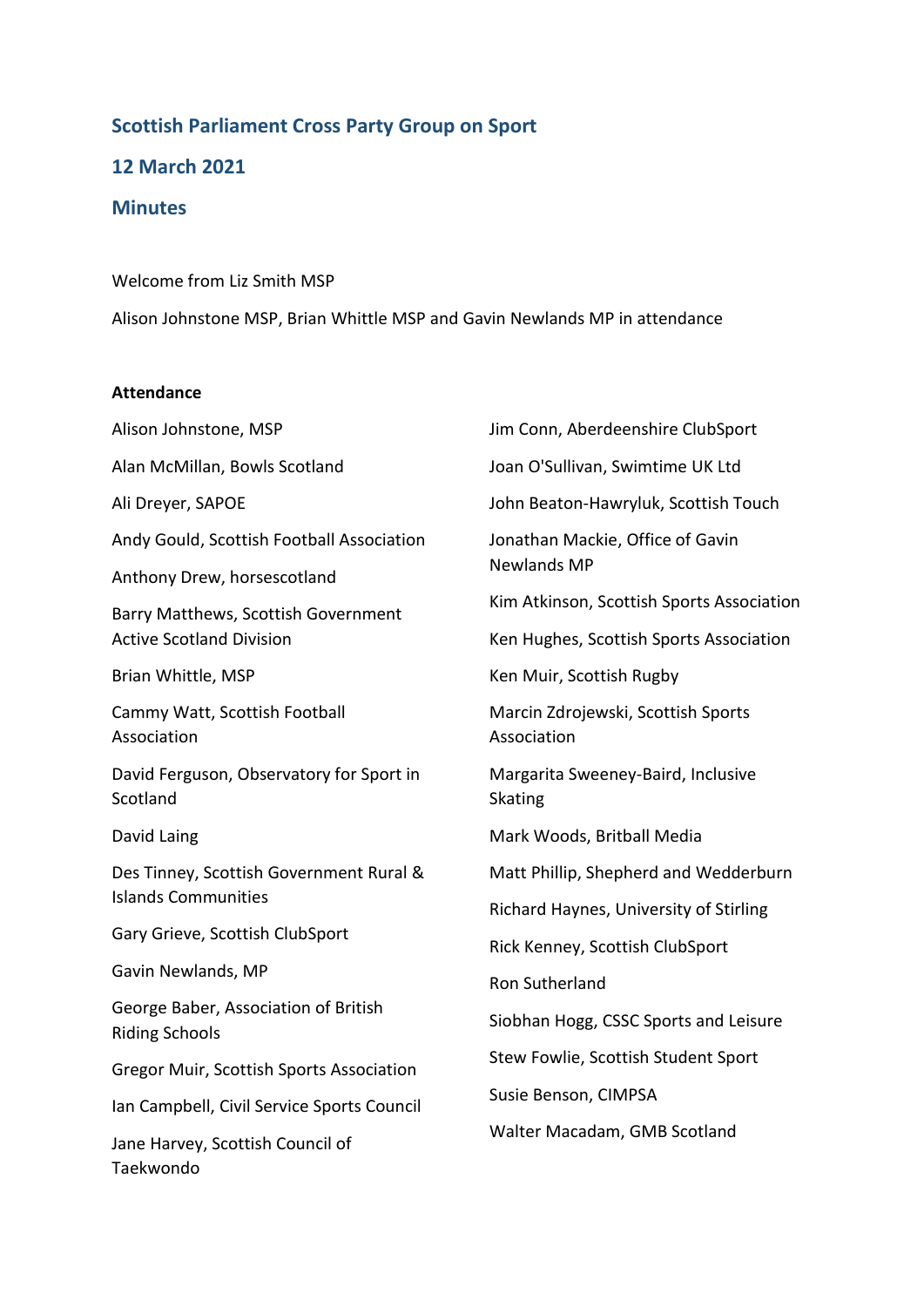# Scottish Parliament Cross Party Group on Sport

## 12 March 2021

## Minutes

Welcome from Liz Smith MSP

Alison Johnstone MSP, Brian Whittle MSP and Gavin Newlands MP in attendance

**Attendance**

Alison Johnstone, MSP

Alan McMillan, Bowls Scotland

Ali Dreyer, SAPOE

Andy Gould, Scottish Football Association

Anthony Drew, horsescotland

Barry Matthews, Scottish Government Active Scotland Division

Brian Whittle, MSP

Cammy Watt, Scottish Football Association

David Ferguson, Observatory for Sport in Scotland

David Laing

Des Tinney, Scottish Government Rural & Islands Communities

Gary Grieve, Scottish ClubSport

Gavin Newlands, MP

George Baber, Association of British Riding Schools

Gregor Muir, Scottish Sports Association

Ian Campbell, Civil Service Sports Council

Jane Harvey, Scottish Council of Taekwondo

Jim Conn, Aberdeenshire ClubSport

Joan O'Sullivan, Swimtime UK Ltd

John Beaton-Hawryluk, Scottish Touch

Jonathan Mackie, Office of Gavin Newlands MP

Kim Atkinson, Scottish Sports Association

Ken Hughes, Scottish Sports Association

Ken Muir, Scottish Rugby

Marcin Zdrojewski, Scottish Sports Association

Margarita Sweeney-Baird, Inclusive Skating

Mark Woods, Britball Media

Matt Phillip, Shepherd and Wedderburn

Richard Haynes, University of Stirling

Rick Kenney, Scottish ClubSport

Ron Sutherland

Siobhan Hogg, CSSC Sports and Leisure

Stew Fowlie, Scottish Student Sport

Susie Benson, CIMPSA

Walter Macadam, GMB Scotland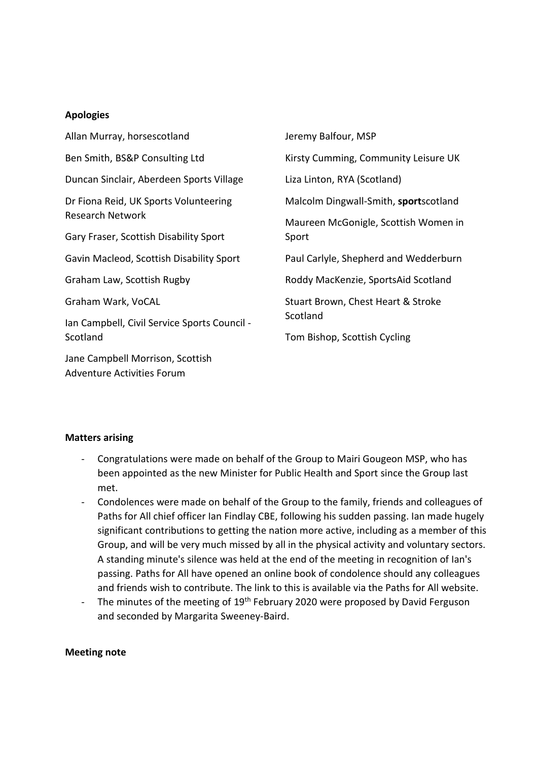**Apologies**

Allan Murray, horsescotland

Ben Smith, BS&P Consulting Ltd

Duncan Sinclair, Aberdeen Sports Village

Dr Fiona Reid, UK Sports Volunteering Research Network

Gary Fraser, Scottish Disability Sport

Gavin Macleod, Scottish Disability Sport

Graham Law, Scottish Rugby

Graham Wark, VoCAL

Ian Campbell, Civil Service Sports Council - Scotland

Jane Campbell Morrison, Scottish Adventure Activities Forum

Jeremy Balfour, MSP

Kirsty Cumming, Community Leisure UK

Liza Linton, RYA (Scotland)

Malcolm Dingwall-Smith, **sport**scotland

Maureen McGonigle, Scottish Women in Sport

Paul Carlyle, Shepherd and Wedderburn

Roddy MacKenzie, SportsAid Scotland

Stuart Brown, Chest Heart & Stroke Scotland

Tom Bishop, Scottish Cycling

**Matters arising**

- Congratulations were made on behalf of the Group to Mairi Gougeon MSP, who has been appointed as the new Minister for Public Health and Sport since the Group last met.
- Condolences were made on behalf of the Group to the family, friends and colleagues of Paths for All chief officer Ian Findlay CBE, following his sudden passing. Ian made hugely significant contributions to getting the nation more active, including as a member of this Group, and will be very much missed by all in the physical activity and voluntary sectors. A standing minute's silence was held at the end of the meeting in recognition of Ian's passing. Paths for All have opened an online book of condolence should any colleagues and friends wish to contribute. The link to this is available via the Paths for All website.
- The minutes of the meeting of 19th February 2020 were proposed by David Ferguson and seconded by Margarita Sweeney-Baird.

**Meeting note**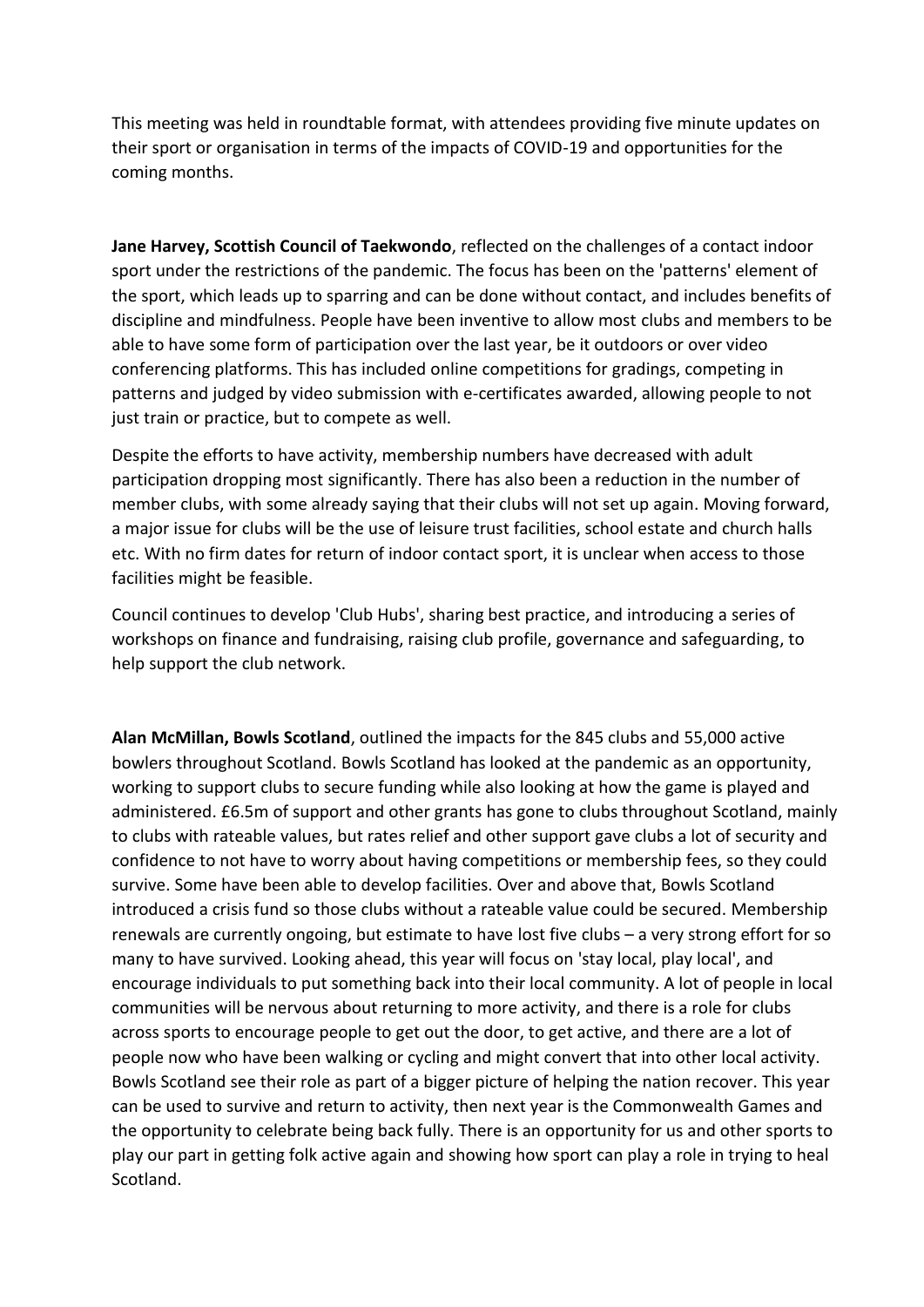This meeting was held in roundtable format, with attendees providing five minute updates on their sport or organisation in terms of the impacts of COVID-19 and opportunities for the coming months.

**Jane Harvey, Scottish Council of Taekwondo**, reflected on the challenges of a contact indoor sport under the restrictions of the pandemic. The focus has been on the 'patterns' element of the sport, which leads up to sparring and can be done without contact, and includes benefits of discipline and mindfulness. People have been inventive to allow most clubs and members to be able to have some form of participation over the last year, be it outdoors or over video conferencing platforms. This has included online competitions for gradings, competing in patterns and judged by video submission with e-certificates awarded, allowing people to not just train or practice, but to compete as well.

Despite the efforts to have activity, membership numbers have decreased with adult participation dropping most significantly. There has also been a reduction in the number of member clubs, with some already saying that their clubs will not set up again. Moving forward, a major issue for clubs will be the use of leisure trust facilities, school estate and church halls etc. With no firm dates for return of indoor contact sport, it is unclear when access to those facilities might be feasible.

Council continues to develop 'Club Hubs', sharing best practice, and introducing a series of workshops on finance and fundraising, raising club profile, governance and safeguarding, to help support the club network.

**Alan McMillan, Bowls Scotland**, outlined the impacts for the 845 clubs and 55,000 active bowlers throughout Scotland. Bowls Scotland has looked at the pandemic as an opportunity, working to support clubs to secure funding while also looking at how the game is played and administered. £6.5m of support and other grants has gone to clubs throughout Scotland, mainly to clubs with rateable values, but rates relief and other support gave clubs a lot of security and confidence to not have to worry about having competitions or membership fees, so they could survive. Some have been able to develop facilities. Over and above that, Bowls Scotland introduced a crisis fund so those clubs without a rateable value could be secured. Membership renewals are currently ongoing, but estimate to have lost five clubs – a very strong effort for so many to have survived. Looking ahead, this year will focus on 'stay local, play local', and encourage individuals to put something back into their local community. A lot of people in local communities will be nervous about returning to more activity, and there is a role for clubs across sports to encourage people to get out the door, to get active, and there are a lot of people now who have been walking or cycling and might convert that into other local activity. Bowls Scotland see their role as part of a bigger picture of helping the nation recover. This year can be used to survive and return to activity, then next year is the Commonwealth Games and the opportunity to celebrate being back fully. There is an opportunity for us and other sports to play our part in getting folk active again and showing how sport can play a role in trying to heal Scotland.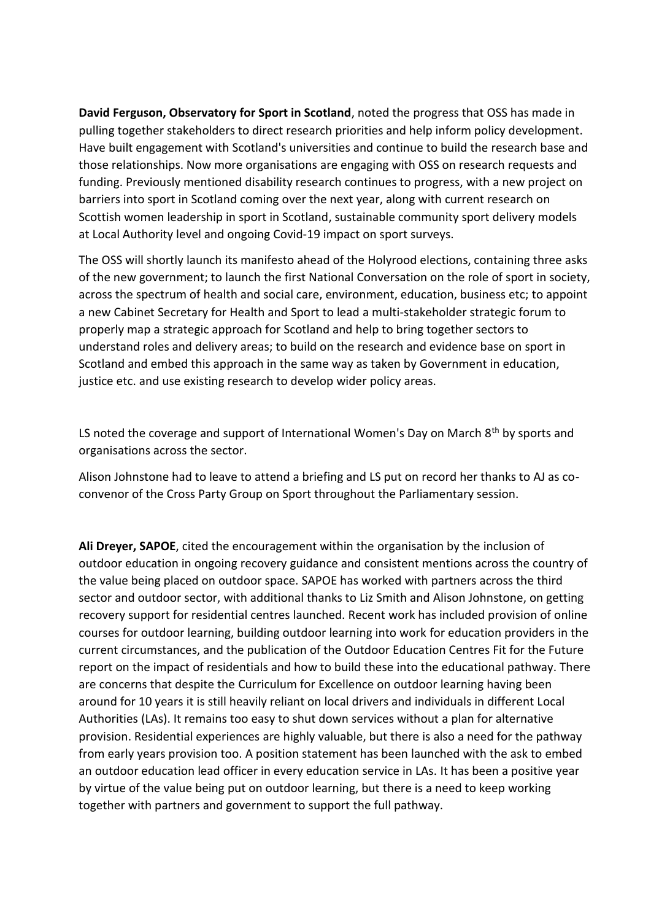**David Ferguson, Observatory for Sport in Scotland**, noted the progress that OSS has made in pulling together stakeholders to direct research priorities and help inform policy development. Have built engagement with Scotland's universities and continue to build the research base and those relationships. Now more organisations are engaging with OSS on research requests and funding. Previously mentioned disability research continues to progress, with a new project on barriers into sport in Scotland coming over the next year, along with current research on Scottish women leadership in sport in Scotland, sustainable community sport delivery models at Local Authority level and ongoing Covid-19 impact on sport surveys.

The OSS will shortly launch its manifesto ahead of the Holyrood elections, containing three asks of the new government; to launch the first National Conversation on the role of sport in society, across the spectrum of health and social care, environment, education, business etc; to appoint a new Cabinet Secretary for Health and Sport to lead a multi-stakeholder strategic forum to properly map a strategic approach for Scotland and help to bring together sectors to understand roles and delivery areas; to build on the research and evidence base on sport in Scotland and embed this approach in the same way as taken by Government in education, justice etc. and use existing research to develop wider policy areas.

LS noted the coverage and support of International Women's Day on March 8th by sports and organisations across the sector.

Alison Johnstone had to leave to attend a briefing and LS put on record her thanks to AJ as co-convenor of the Cross Party Group on Sport throughout the Parliamentary session.

**Ali Dreyer, SAPOE**, cited the encouragement within the organisation by the inclusion of outdoor education in ongoing recovery guidance and consistent mentions across the country of the value being placed on outdoor space. SAPOE has worked with partners across the third sector and outdoor sector, with additional thanks to Liz Smith and Alison Johnstone, on getting recovery support for residential centres launched. Recent work has included provision of online courses for outdoor learning, building outdoor learning into work for education providers in the current circumstances, and the publication of the Outdoor Education Centres Fit for the Future report on the impact of residentials and how to build these into the educational pathway. There are concerns that despite the Curriculum for Excellence on outdoor learning having been around for 10 years it is still heavily reliant on local drivers and individuals in different Local Authorities (LAs). It remains too easy to shut down services without a plan for alternative provision. Residential experiences are highly valuable, but there is also a need for the pathway from early years provision too. A position statement has been launched with the ask to embed an outdoor education lead officer in every education service in LAs. It has been a positive year by virtue of the value being put on outdoor learning, but there is a need to keep working together with partners and government to support the full pathway.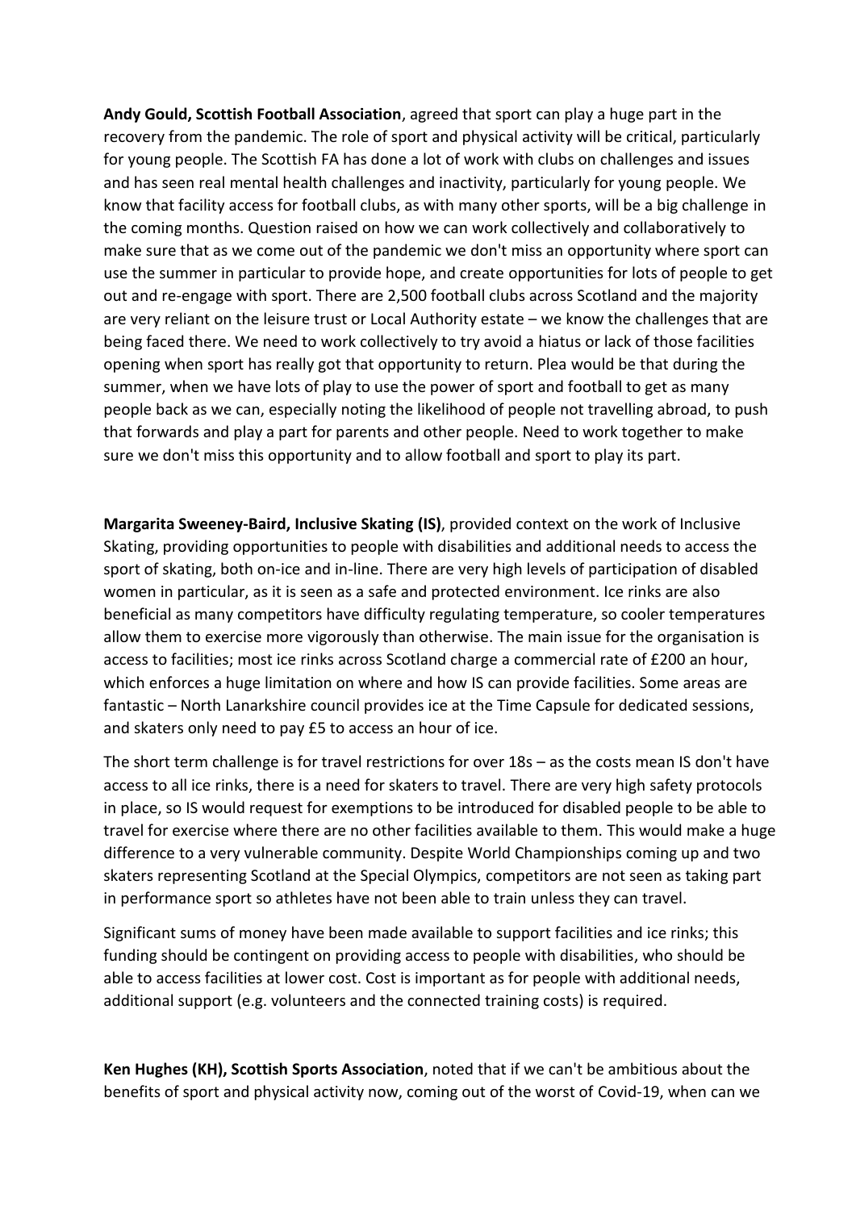**Andy Gould, Scottish Football Association**, agreed that sport can play a huge part in the recovery from the pandemic. The role of sport and physical activity will be critical, particularly for young people. The Scottish FA has done a lot of work with clubs on challenges and issues and has seen real mental health challenges and inactivity, particularly for young people. We know that facility access for football clubs, as with many other sports, will be a big challenge in the coming months. Question raised on how we can work collectively and collaboratively to make sure that as we come out of the pandemic we don't miss an opportunity where sport can use the summer in particular to provide hope, and create opportunities for lots of people to get out and re-engage with sport. There are 2,500 football clubs across Scotland and the majority are very reliant on the leisure trust or Local Authority estate – we know the challenges that are being faced there. We need to work collectively to try avoid a hiatus or lack of those facilities opening when sport has really got that opportunity to return. Plea would be that during the summer, when we have lots of play to use the power of sport and football to get as many people back as we can, especially noting the likelihood of people not travelling abroad, to push that forwards and play a part for parents and other people. Need to work together to make sure we don't miss this opportunity and to allow football and sport to play its part.

**Margarita Sweeney-Baird, Inclusive Skating (IS)**, provided context on the work of Inclusive Skating, providing opportunities to people with disabilities and additional needs to access the sport of skating, both on-ice and in-line. There are very high levels of participation of disabled women in particular, as it is seen as a safe and protected environment. Ice rinks are also beneficial as many competitors have difficulty regulating temperature, so cooler temperatures allow them to exercise more vigorously than otherwise. The main issue for the organisation is access to facilities; most ice rinks across Scotland charge a commercial rate of £200 an hour, which enforces a huge limitation on where and how IS can provide facilities. Some areas are fantastic – North Lanarkshire council provides ice at the Time Capsule for dedicated sessions, and skaters only need to pay £5 to access an hour of ice.

The short term challenge is for travel restrictions for over 18s – as the costs mean IS don't have access to all ice rinks, there is a need for skaters to travel. There are very high safety protocols in place, so IS would request for exemptions to be introduced for disabled people to be able to travel for exercise where there are no other facilities available to them. This would make a huge difference to a very vulnerable community. Despite World Championships coming up and two skaters representing Scotland at the Special Olympics, competitors are not seen as taking part in performance sport so athletes have not been able to train unless they can travel.

Significant sums of money have been made available to support facilities and ice rinks; this funding should be contingent on providing access to people with disabilities, who should be able to access facilities at lower cost. Cost is important as for people with additional needs, additional support (e.g. volunteers and the connected training costs) is required.

**Ken Hughes (KH), Scottish Sports Association**, noted that if we can't be ambitious about the benefits of sport and physical activity now, coming out of the worst of Covid-19, when can we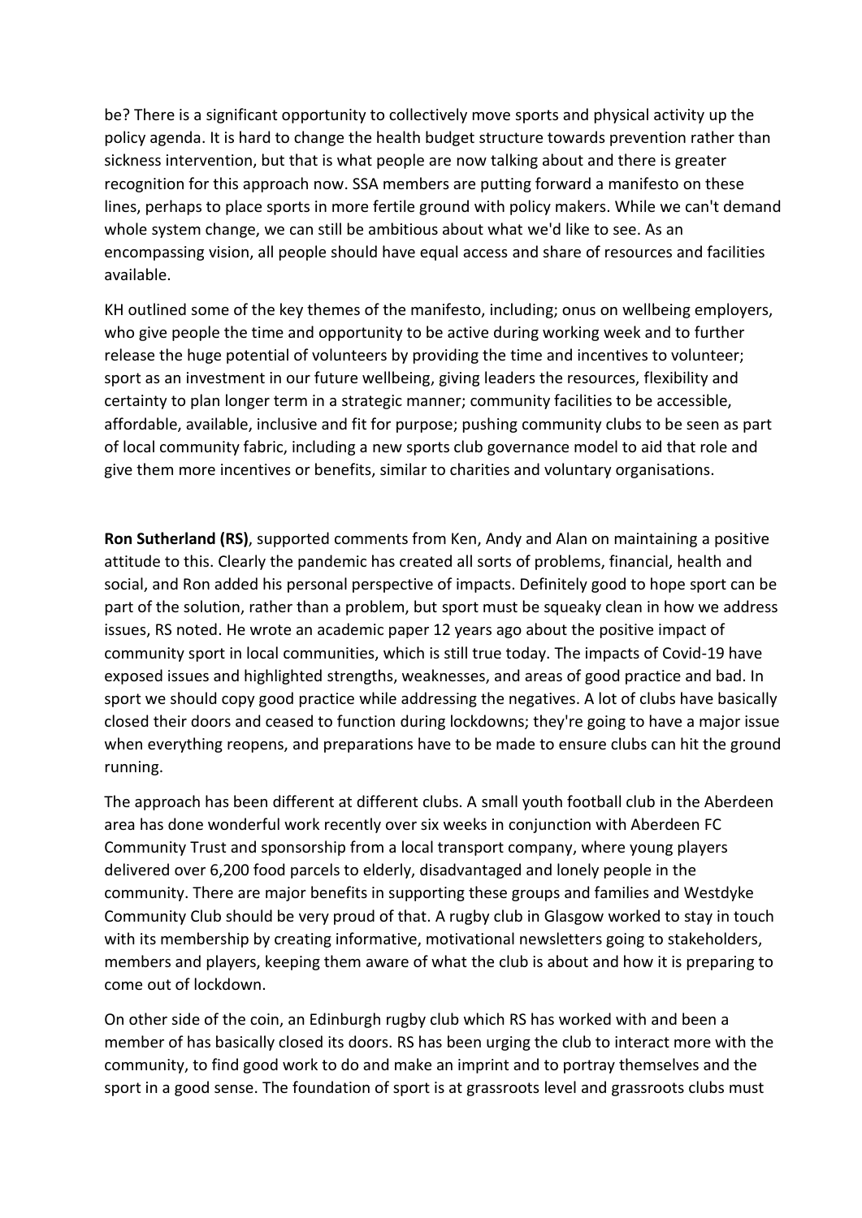be? There is a significant opportunity to collectively move sports and physical activity up the policy agenda. It is hard to change the health budget structure towards prevention rather than sickness intervention, but that is what people are now talking about and there is greater recognition for this approach now. SSA members are putting forward a manifesto on these lines, perhaps to place sports in more fertile ground with policy makers. While we can't demand whole system change, we can still be ambitious about what we'd like to see. As an encompassing vision, all people should have equal access and share of resources and facilities available.

KH outlined some of the key themes of the manifesto, including; onus on wellbeing employers, who give people the time and opportunity to be active during working week and to further release the huge potential of volunteers by providing the time and incentives to volunteer; sport as an investment in our future wellbeing, giving leaders the resources, flexibility and certainty to plan longer term in a strategic manner; community facilities to be accessible, affordable, available, inclusive and fit for purpose; pushing community clubs to be seen as part of local community fabric, including a new sports club governance model to aid that role and give them more incentives or benefits, similar to charities and voluntary organisations.

**Ron Sutherland (RS)**, supported comments from Ken, Andy and Alan on maintaining a positive attitude to this. Clearly the pandemic has created all sorts of problems, financial, health and social, and Ron added his personal perspective of impacts. Definitely good to hope sport can be part of the solution, rather than a problem, but sport must be squeaky clean in how we address issues, RS noted. He wrote an academic paper 12 years ago about the positive impact of community sport in local communities, which is still true today. The impacts of Covid-19 have exposed issues and highlighted strengths, weaknesses, and areas of good practice and bad. In sport we should copy good practice while addressing the negatives. A lot of clubs have basically closed their doors and ceased to function during lockdowns; they're going to have a major issue when everything reopens, and preparations have to be made to ensure clubs can hit the ground running.

The approach has been different at different clubs. A small youth football club in the Aberdeen area has done wonderful work recently over six weeks in conjunction with Aberdeen FC Community Trust and sponsorship from a local transport company, where young players delivered over 6,200 food parcels to elderly, disadvantaged and lonely people in the community. There are major benefits in supporting these groups and families and Westdyke Community Club should be very proud of that. A rugby club in Glasgow worked to stay in touch with its membership by creating informative, motivational newsletters going to stakeholders, members and players, keeping them aware of what the club is about and how it is preparing to come out of lockdown.

On other side of the coin, an Edinburgh rugby club which RS has worked with and been a member of has basically closed its doors. RS has been urging the club to interact more with the community, to find good work to do and make an imprint and to portray themselves and the sport in a good sense. The foundation of sport is at grassroots level and grassroots clubs must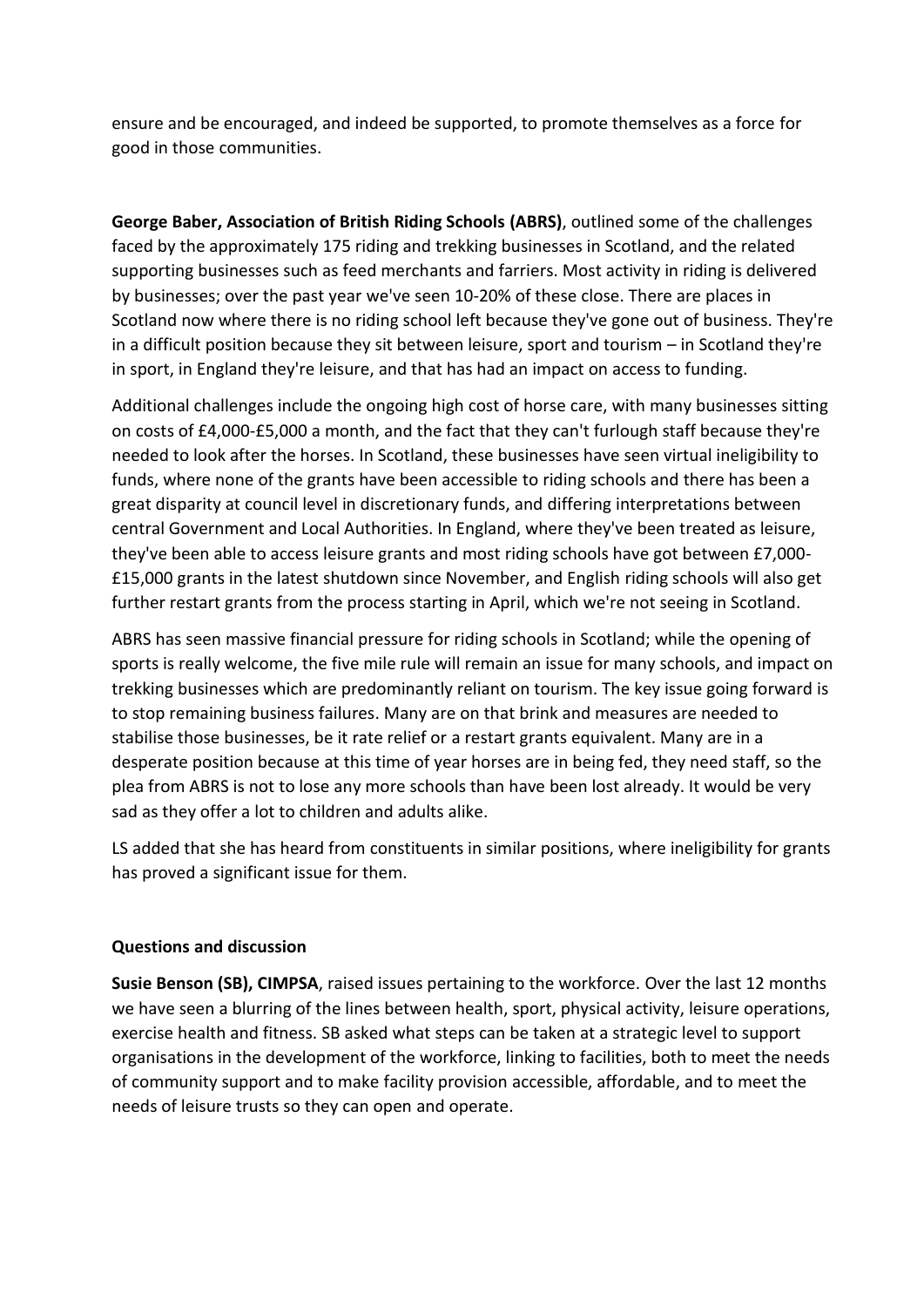ensure and be encouraged, and indeed be supported, to promote themselves as a force for good in those communities.

**George Baber, Association of British Riding Schools (ABRS)**, outlined some of the challenges faced by the approximately 175 riding and trekking businesses in Scotland, and the related supporting businesses such as feed merchants and farriers. Most activity in riding is delivered by businesses; over the past year we've seen 10-20% of these close. There are places in Scotland now where there is no riding school left because they've gone out of business. They're in a difficult position because they sit between leisure, sport and tourism – in Scotland they're in sport, in England they're leisure, and that has had an impact on access to funding.

Additional challenges include the ongoing high cost of horse care, with many businesses sitting on costs of £4,000-£5,000 a month, and the fact that they can't furlough staff because they're needed to look after the horses. In Scotland, these businesses have seen virtual ineligibility to funds, where none of the grants have been accessible to riding schools and there has been a great disparity at council level in discretionary funds, and differing interpretations between central Government and Local Authorities. In England, where they've been treated as leisure, they've been able to access leisure grants and most riding schools have got between £7,000-£15,000 grants in the latest shutdown since November, and English riding schools will also get further restart grants from the process starting in April, which we're not seeing in Scotland.

ABRS has seen massive financial pressure for riding schools in Scotland; while the opening of sports is really welcome, the five mile rule will remain an issue for many schools, and impact on trekking businesses which are predominantly reliant on tourism. The key issue going forward is to stop remaining business failures. Many are on that brink and measures are needed to stabilise those businesses, be it rate relief or a restart grants equivalent. Many are in a desperate position because at this time of year horses are in being fed, they need staff, so the plea from ABRS is not to lose any more schools than have been lost already. It would be very sad as they offer a lot to children and adults alike.

LS added that she has heard from constituents in similar positions, where ineligibility for grants has proved a significant issue for them.

### Questions and discussion

**Susie Benson (SB), CIMPSA**, raised issues pertaining to the workforce. Over the last 12 months we have seen a blurring of the lines between health, sport, physical activity, leisure operations, exercise health and fitness. SB asked what steps can be taken at a strategic level to support organisations in the development of the workforce, linking to facilities, both to meet the needs of community support and to make facility provision accessible, affordable, and to meet the needs of leisure trusts so they can open and operate.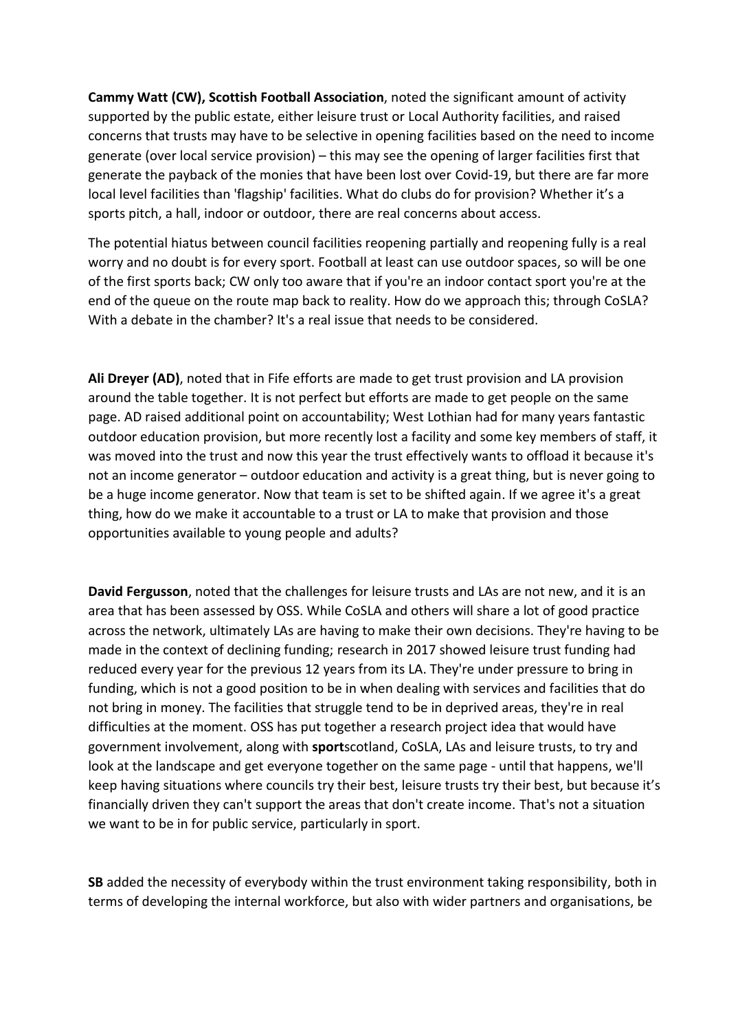**Cammy Watt (CW), Scottish Football Association**, noted the significant amount of activity supported by the public estate, either leisure trust or Local Authority facilities, and raised concerns that trusts may have to be selective in opening facilities based on the need to income generate (over local service provision) – this may see the opening of larger facilities first that generate the payback of the monies that have been lost over Covid-19, but there are far more local level facilities than 'flagship' facilities. What do clubs do for provision? Whether it's a sports pitch, a hall, indoor or outdoor, there are real concerns about access.

The potential hiatus between council facilities reopening partially and reopening fully is a real worry and no doubt is for every sport. Football at least can use outdoor spaces, so will be one of the first sports back; CW only too aware that if you're an indoor contact sport you're at the end of the queue on the route map back to reality. How do we approach this; through CoSLA? With a debate in the chamber? It's a real issue that needs to be considered.

**Ali Dreyer (AD)**, noted that in Fife efforts are made to get trust provision and LA provision around the table together. It is not perfect but efforts are made to get people on the same page. AD raised additional point on accountability; West Lothian had for many years fantastic outdoor education provision, but more recently lost a facility and some key members of staff, it was moved into the trust and now this year the trust effectively wants to offload it because it's not an income generator – outdoor education and activity is a great thing, but is never going to be a huge income generator. Now that team is set to be shifted again. If we agree it's a great thing, how do we make it accountable to a trust or LA to make that provision and those opportunities available to young people and adults?

**David Fergusson**, noted that the challenges for leisure trusts and LAs are not new, and it is an area that has been assessed by OSS. While CoSLA and others will share a lot of good practice across the network, ultimately LAs are having to make their own decisions. They're having to be made in the context of declining funding; research in 2017 showed leisure trust funding had reduced every year for the previous 12 years from its LA. They're under pressure to bring in funding, which is not a good position to be in when dealing with services and facilities that do not bring in money. The facilities that struggle tend to be in deprived areas, they're in real difficulties at the moment. OSS has put together a research project idea that would have government involvement, along with **sport**scotland, CoSLA, LAs and leisure trusts, to try and look at the landscape and get everyone together on the same page - until that happens, we'll keep having situations where councils try their best, leisure trusts try their best, but because it's financially driven they can't support the areas that don't create income. That's not a situation we want to be in for public service, particularly in sport.

**SB** added the necessity of everybody within the trust environment taking responsibility, both in terms of developing the internal workforce, but also with wider partners and organisations, be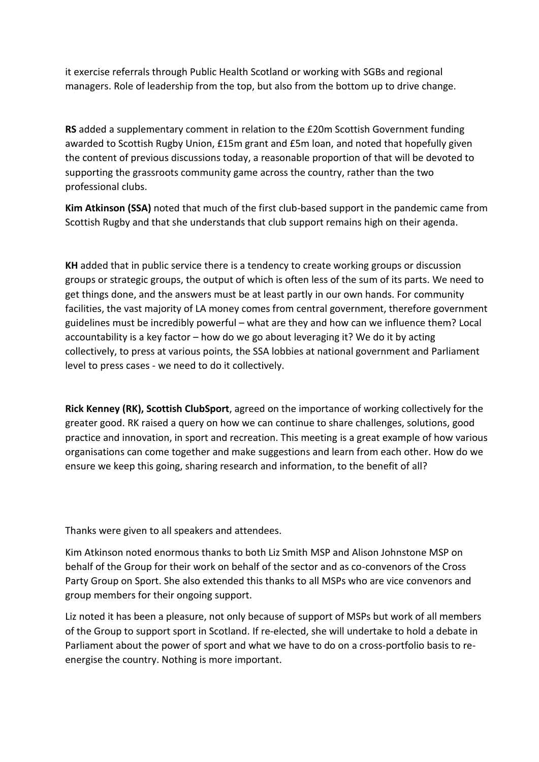it exercise referrals through Public Health Scotland or working with SGBs and regional managers. Role of leadership from the top, but also from the bottom up to drive change.

**RS** added a supplementary comment in relation to the £20m Scottish Government funding awarded to Scottish Rugby Union, £15m grant and £5m loan, and noted that hopefully given the content of previous discussions today, a reasonable proportion of that will be devoted to supporting the grassroots community game across the country, rather than the two professional clubs.

**Kim Atkinson (SSA)** noted that much of the first club-based support in the pandemic came from Scottish Rugby and that she understands that club support remains high on their agenda.

**KH** added that in public service there is a tendency to create working groups or discussion groups or strategic groups, the output of which is often less of the sum of its parts. We need to get things done, and the answers must be at least partly in our own hands. For community facilities, the vast majority of LA money comes from central government, therefore government guidelines must be incredibly powerful – what are they and how can we influence them? Local accountability is a key factor – how do we go about leveraging it? We do it by acting collectively, to press at various points, the SSA lobbies at national government and Parliament level to press cases - we need to do it collectively.

**Rick Kenney (RK), Scottish ClubSport**, agreed on the importance of working collectively for the greater good. RK raised a query on how we can continue to share challenges, solutions, good practice and innovation, in sport and recreation. This meeting is a great example of how various organisations can come together and make suggestions and learn from each other. How do we ensure we keep this going, sharing research and information, to the benefit of all?

Thanks were given to all speakers and attendees.

Kim Atkinson noted enormous thanks to both Liz Smith MSP and Alison Johnstone MSP on behalf of the Group for their work on behalf of the sector and as co-convenors of the Cross Party Group on Sport. She also extended this thanks to all MSPs who are vice convenors and group members for their ongoing support.

Liz noted it has been a pleasure, not only because of support of MSPs but work of all members of the Group to support sport in Scotland. If re-elected, she will undertake to hold a debate in Parliament about the power of sport and what we have to do on a cross-portfolio basis to re-energise the country. Nothing is more important.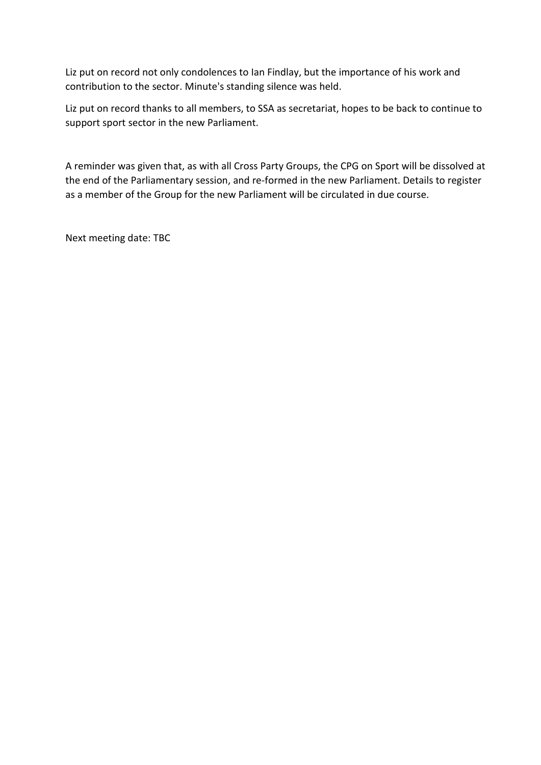Liz put on record not only condolences to Ian Findlay, but the importance of his work and contribution to the sector. Minute's standing silence was held.

Liz put on record thanks to all members, to SSA as secretariat, hopes to be back to continue to support sport sector in the new Parliament.

A reminder was given that, as with all Cross Party Groups, the CPG on Sport will be dissolved at the end of the Parliamentary session, and re-formed in the new Parliament. Details to register as a member of the Group for the new Parliament will be circulated in due course.

Next meeting date: TBC